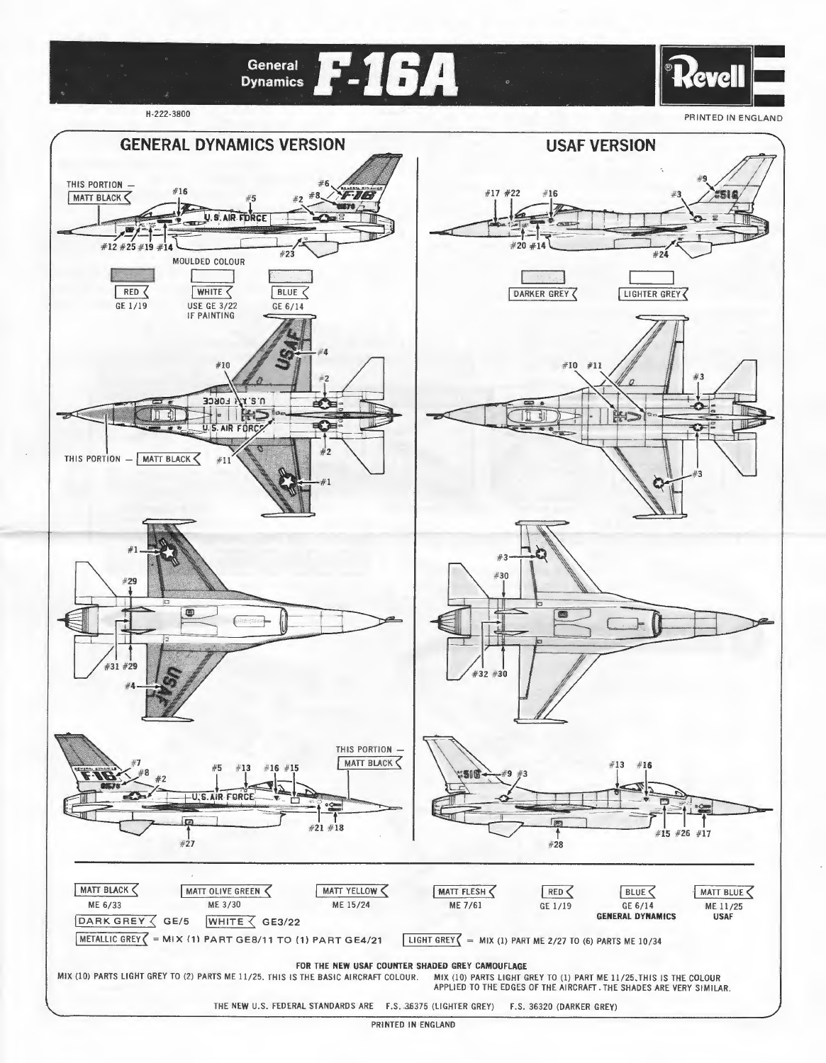# General Dynamics F-16A

Revell

H-222-3800

PRINTED IN ENGLAND

## GENERAL DYNAMICS VERSION

THIS PORTION — MATT BLACK

#16 #5 #6 #8 #2

#12 #25 #19 #14 #23

MOULDED COLOUR

| RED | WHITE | BLUE |
|---|---|---|
| GE 1/19 | USE GE 3/22 IF PAINTING | GE 6/14 |

#10 #4 #2 #2 #11 #1

THIS PORTION — MATT BLACK

#1 #29 #31 #29 #4

#7 #8 #2 #5 #13 #16 #15

THIS PORTION — MATT BLACK

#21 #18 #27

## USAF VERSION

#17 #22 #16 #9 #3

#20 #14 #24

| DARKER GREY | LIGHTER GREY |
|---|---|

#10 #11 #3 #3

#3 #30 #32 #30

#9 #3 #13 #16

#15 #26 #17 #28

---

| MATT BLACK | MATT OLIVE GREEN | MATT YELLOW | MATT FLESH | RED | BLUE | MATT BLUE |
|---|---|---|---|---|---|---|
| ME 6/33 | ME 3/30 | ME 15/24 | ME 7/61 | GE 1/19 | GE 6/14 GENERAL DYNAMICS | ME 11/25 USAF |

DARK GREY GE/5 WHITE GE3/22

METALLIC GREY = MIX (1) PART GE8/11 TO (1) PART GE4/21

LIGHT GREY = MIX (1) PART ME 2/27 TO (6) PARTS ME 10/34

**FOR THE NEW USAF COUNTER SHADED GREY CAMOUFLAGE**

MIX (10) PARTS LIGHT GREY TO (2) PARTS ME 11/25. THIS IS THE BASIC AIRCRAFT COLOUR.

MIX (10) PARTS LIGHT GREY TO (1) PART ME 11/25. THIS IS THE COLOUR APPLIED TO THE EDGES OF THE AIRCRAFT. THE SHADES ARE VERY SIMILAR.

THE NEW U.S. FEDERAL STANDARDS ARE F.S. 36375 (LIGHTER GREY) F.S. 36320 (DARKER GREY)

PRINTED IN ENGLAND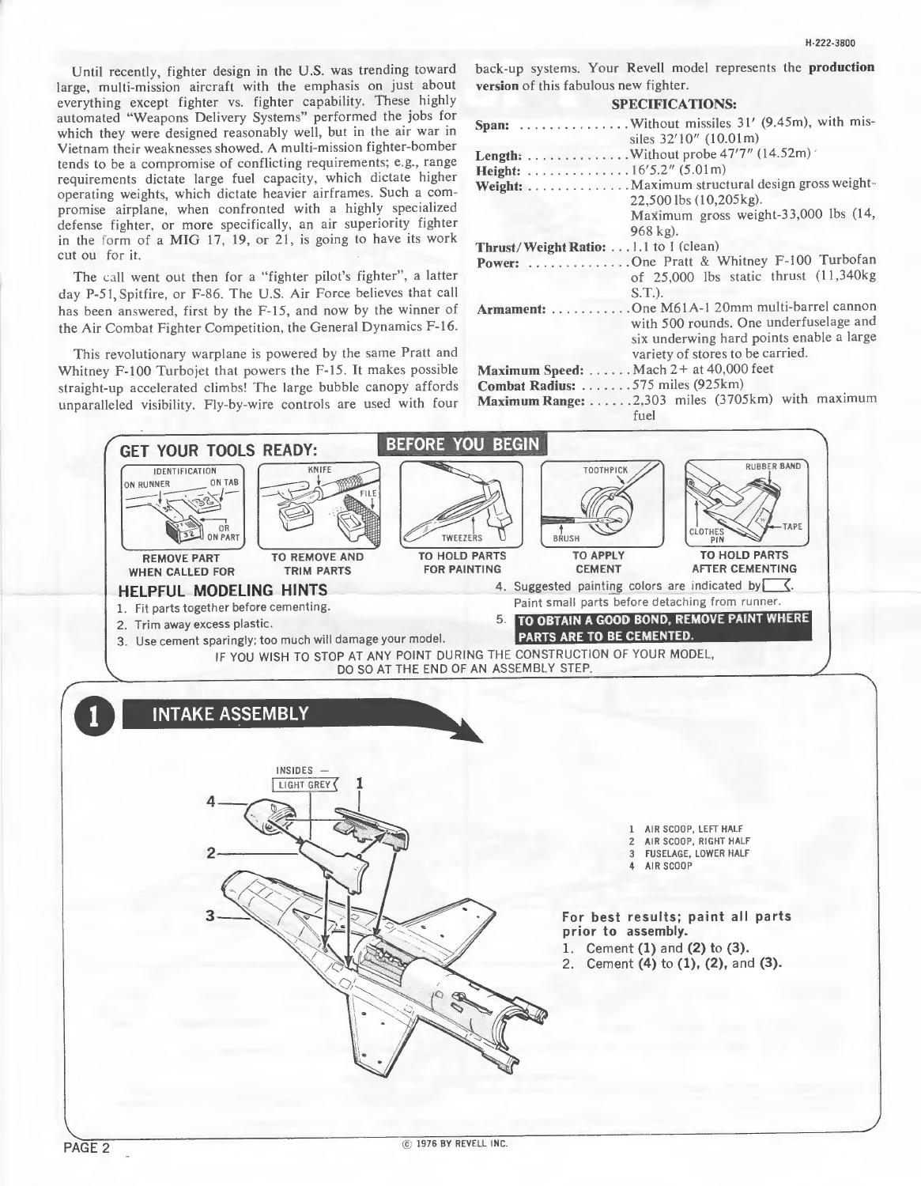Until recently, fighter design in the U.S. was trending toward large, multi-mission aircraft with the emphasis on just about everything except fighter vs. fighter capability. These highly automated "Weapons Delivery Systems" performed the jobs for which they were designed reasonably well, but in the air war in Vietnam their weaknesses showed. A multi-mission fighter-bomber tends to be a compromise of conflicting requirements; e.g., range requirements dictate large fuel capacity, which dictate higher operating weights, which dictate heavier airframes. Such a compromise airplane, when confronted with a highly specialized defense fighter, or more specifically, an air superiority fighter in the form of a MIG 17, 19, or 21, is going to have its work cut ou for it.

The call went out then for a "fighter pilot's fighter", a latter day P-51, Spitfire, or F-86. The U.S. Air Force believes that call has been answered, first by the F-15, and now by the winner of the Air Combat Fighter Competition, the General Dynamics F-16.

This revolutionary warplane is powered by the same Pratt and Whitney F-100 Turbojet that powers the F-15. It makes possible straight-up accelerated climbs! The large bubble canopy affords unparalleled visibility. Fly-by-wire controls are used with four back-up systems. Your Revell model represents the **production version** of this fabulous new fighter.

**SPECIFICATIONS:**

**Span:** ............... Without missiles 31′ (9.45m), with missiles 32′10″ (10.01m)
**Length:** .............. Without probe 47′7″ (14.52m)
**Height:** .............. 16′5.2″ (5.01m)
**Weight:** .............. Maximum structural design gross weight-22,500 lbs (10,205kg).
Maximum gross weight-33,000 lbs (14, 968 kg).
**Thrust/Weight Ratio:** . . . 1.1 to 1 (clean)
**Power:** .............. One Pratt & Whitney F-100 Turbofan of 25,000 lbs static thrust (11,340kg S.T.).
**Armament:** ........... One M61A-1 20mm multi-barrel cannon with 500 rounds. One underfuselage and six underwing hard points enable a large variety of stores to be carried.
**Maximum Speed:** ...... Mach 2+ at 40,000 feet
**Combat Radius:** ....... 575 miles (925km)
**Maximum Range:** ...... 2,303 miles (3705km) with maximum fuel

## GET YOUR TOOLS READY: BEFORE YOU BEGIN

IDENTIFICATION ON RUNNER / ON TAB / OR ON PART — REMOVE PART WHEN CALLED FOR

KNIFE / FILE — TO REMOVE AND TRIM PARTS

TWEEZERS — TO HOLD PARTS FOR PAINTING

TOOTHPICK / BRUSH — TO APPLY CEMENT

RUBBER BAND / CLOTHES PIN / TAPE — TO HOLD PARTS AFTER CEMENTING

### HELPFUL MODELING HINTS

1. Fit parts together before cementing.
2. Trim away excess plastic.
3. Use cement sparingly; too much will damage your model.
4. Suggested painting colors are indicated by ▭. Paint small parts before detaching from runner.
5. **TO OBTAIN A GOOD BOND, REMOVE PAINT WHERE PARTS ARE TO BE CEMENTED.**

IF YOU WISH TO STOP AT ANY POINT DURING THE CONSTRUCTION OF YOUR MODEL, DO SO AT THE END OF AN ASSEMBLY STEP.

## 1 INTAKE ASSEMBLY

INSIDES — LIGHT GREY

1 AIR SCOOP, LEFT HALF
2 AIR SCOOP, RIGHT HALF
3 FUSELAGE, LOWER HALF
4 AIR SCOOP

**For best results; paint all parts prior to assembly.**

1. Cement **(1)** and **(2)** to **(3)**.
2. Cement **(4)** to **(1)**, **(2)**, and **(3)**.

© 1976 BY REVELL INC.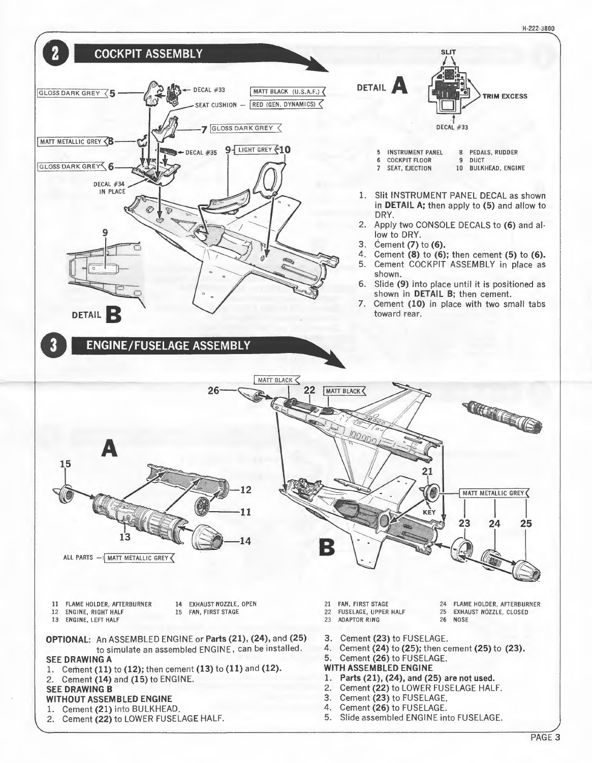## 2 COCKPIT ASSEMBLY

GLOSS DARK GREY 5

DECAL #33

MATT BLACK (U.S.A.F.)

SEAT CUSHION — RED (GEN. DYNAMICS)

7 GLOSS DARK GREY

MATT METALLIC GREY 8

DECAL #35

9 LIGHT GREY 10

GLOSS DARK GREY 6

DECAL #34 IN PLACE

DETAIL B

DETAIL A

SLIT

TRIM EXCESS

DECAL #33

| | | | |
|---|---|---|---|
| 5 | INSTRUMENT PANEL | 8 | PEDALS, RUDDER |
| 6 | COCKPIT FLOOR | 9 | DUCT |
| 7 | SEAT, EJECTION | 10 | BULKHEAD, ENGINE |

1. Slit INSTRUMENT PANEL DECAL as shown in **DETAIL A;** then apply to **(5)** and allow to DRY.
2. Apply two CONSOLE DECALS to **(6)** and allow to DRY.
3. Cement **(7)** to **(6).**
4. Cement **(8)** to **(6);** then cement **(5)** to **(6).**
5. Cement COCKPIT ASSEMBLY in place as shown.
6. Slide **(9)** into place until it is positioned as shown in **DETAIL B;** then cement.
7. Cement **(10)** in place with two small tabs toward rear.

## 3 ENGINE/FUSELAGE ASSEMBLY

MATT BLACK

MATT BLACK

MATT METALLIC GREY

KEY

ALL PARTS — MATT METALLIC GREY

| | | | |
|---|---|---|---|
| 11 | FLAME HOLDER, AFTERBURNER | 14 | EXHAUST NOZZLE, OPEN |
| 12 | ENGINE, RIGHT HALF | 15 | FAN, FIRST STAGE |
| 13 | ENGINE, LEFT HALF | | |

| | | | |
|---|---|---|---|
| 21 | FAN, FIRST STAGE | 24 | FLAME HOLDER, AFTERBURNER |
| 22 | FUSELAGE, UPPER HALF | 25 | EXHAUST NOZZLE, CLOSED |
| 23 | ADAPTOR RING | 26 | NOSE |

**OPTIONAL:** An ASSEMBLED ENGINE or **Parts (21), (24),** and **(25)** to simulate an assembled ENGINE, can be installed.

**SEE DRAWING A**

1. Cement **(11)** to **(12);** then cement **(13)** to **(11)** and **(12).**
2. Cement **(14)** and **(15)** to ENGINE.

**SEE DRAWING B**

**WITHOUT ASSEMBLED ENGINE**

1. Cement **(21)** into BULKHEAD.
2. Cement **(22)** to LOWER FUSELAGE HALF.
3. Cement **(23)** to FUSELAGE.
4. Cement **(24)** to **(25);** then cement **(25)** to **(23).**
5. Cement **(26)** to FUSELAGE.

**WITH ASSEMBLED ENGINE**

1. **Parts (21), (24), and (25) are not used.**
2. Cement **(22)** to LOWER FUSELAGE HALF.
3. Cement **(23)** to FUSELAGE.
4. Cement **(26)** to FUSELAGE.
5. Slide assembled ENGINE into FUSELAGE.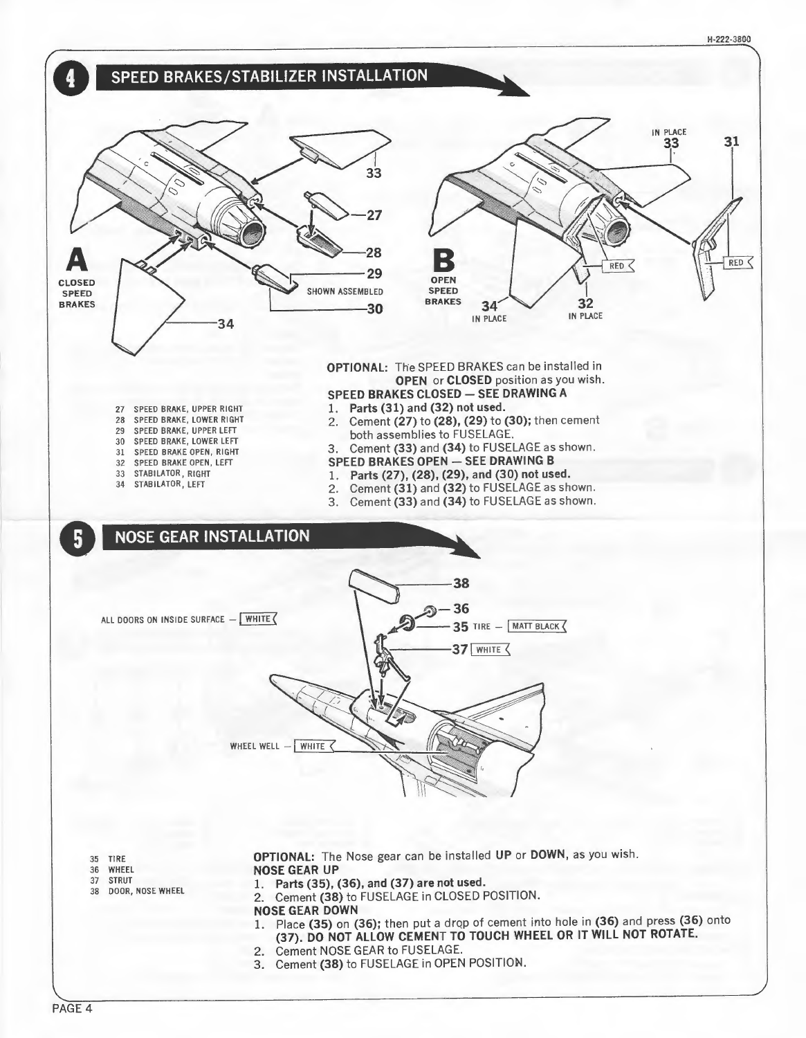## 4 SPEED BRAKES/STABILIZER INSTALLATION

27 SPEED BRAKE, UPPER RIGHT
28 SPEED BRAKE, LOWER RIGHT
29 SPEED BRAKE, UPPER LEFT
30 SPEED BRAKE, LOWER LEFT
31 SPEED BRAKE OPEN, RIGHT
32 SPEED BRAKE OPEN, LEFT
33 STABILATOR, RIGHT
34 STABILATOR, LEFT

**OPTIONAL:** The SPEED BRAKES can be installed in **OPEN** or **CLOSED** position as you wish.

**SPEED BRAKES CLOSED — SEE DRAWING A**

1. **Parts (31) and (32) not used.**
2. Cement **(27)** to **(28), (29)** to **(30);** then cement both assemblies to FUSELAGE.
3. Cement **(33)** and **(34)** to FUSELAGE as shown.

**SPEED BRAKES OPEN — SEE DRAWING B**

1. **Parts (27), (28), (29), and (30) not used.**
2. Cement **(31)** and **(32)** to FUSELAGE as shown.
3. Cement **(33)** and **(34)** to FUSELAGE as shown.

## 5 NOSE GEAR INSTALLATION

ALL DOORS ON INSIDE SURFACE — WHITE

35 TIRE — MATT BLACK

37 — WHITE

WHEEL WELL — WHITE

35 TIRE
36 WHEEL
37 STRUT
38 DOOR, NOSE WHEEL

**OPTIONAL:** The Nose gear can be installed **UP** or **DOWN**, as you wish.

**NOSE GEAR UP**

1. **Parts (35), (36), and (37) are not used.**
2. Cement **(38)** to FUSELAGE in CLOSED POSITION.

**NOSE GEAR DOWN**

1. Place **(35)** on **(36);** then put a drop of cement into hole in **(36)** and press **(36)** onto **(37). DO NOT ALLOW CEMENT TO TOUCH WHEEL OR IT WILL NOT ROTATE.**
2. Cement NOSE GEAR to FUSELAGE.
3. Cement **(38)** to FUSELAGE in OPEN POSITION.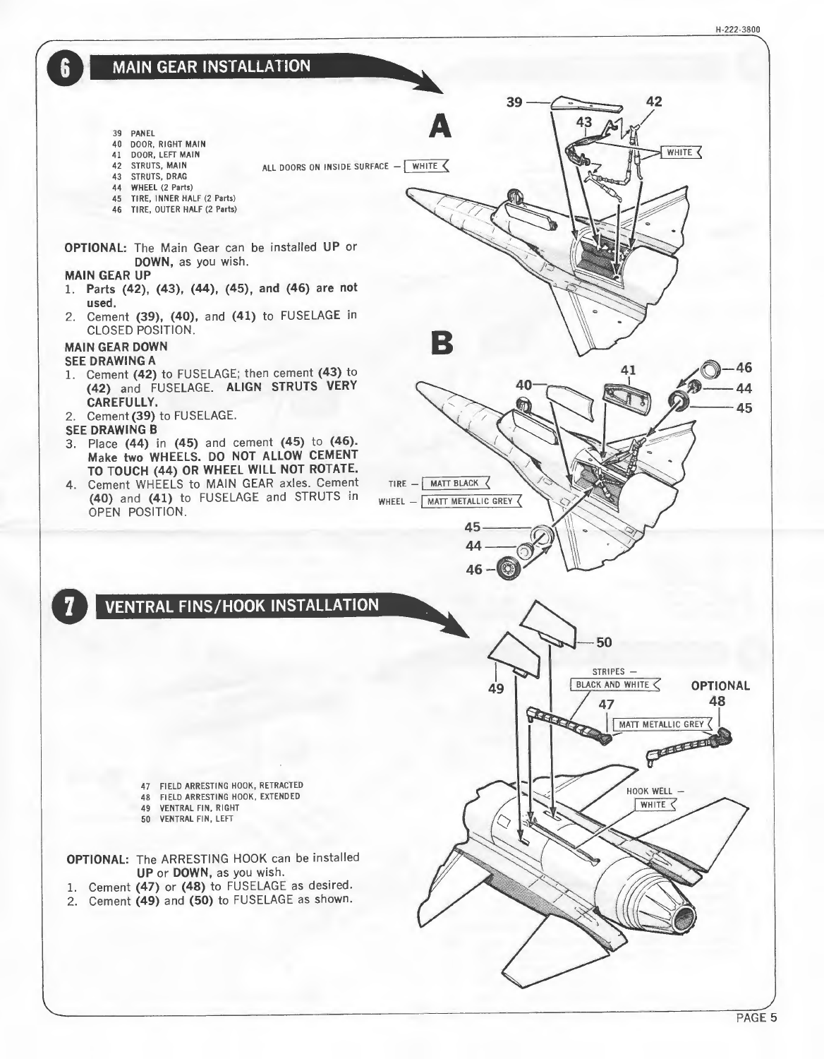## 6 MAIN GEAR INSTALLATION

39 PANEL
40 DOOR, RIGHT MAIN
41 DOOR, LEFT MAIN
42 STRUTS, MAIN
43 STRUTS, DRAG
44 WHEEL (2 Parts)
45 TIRE, INNER HALF (2 Parts)
46 TIRE, OUTER HALF (2 Parts)

ALL DOORS ON INSIDE SURFACE — WHITE

**OPTIONAL:** The Main Gear can be installed **UP** or **DOWN**, as you wish.

**MAIN GEAR UP**

1. **Parts (42), (43), (44), (45), and (46) are not used.**
2. Cement **(39)**, **(40)**, and **(41)** to FUSELAGE in CLOSED POSITION.

**MAIN GEAR DOWN**

**SEE DRAWING A**

1. Cement **(42)** to FUSELAGE; then cement **(43)** to **(42)** and FUSELAGE. **ALIGN STRUTS VERY CAREFULLY.**
2. Cement **(39)** to FUSELAGE.

**SEE DRAWING B**

3. Place **(44)** in **(45)** and cement **(45)** to **(46)**. **Make two WHEELS. DO NOT ALLOW CEMENT TO TOUCH (44) OR WHEEL WILL NOT ROTATE.**
4. Cement WHEELS to MAIN GEAR axles. Cement **(40)** and **(41)** to FUSELAGE and STRUTS in OPEN POSITION.

**A**

39, 42, 43 — WHITE

**B**

40, 41, 44, 45, 46

TIRE — MATT BLACK
WHEEL — MATT METALLIC GREY

## 7 VENTRAL FINS/HOOK INSTALLATION

47 FIELD ARRESTING HOOK, RETRACTED
48 FIELD ARRESTING HOOK, EXTENDED
49 VENTRAL FIN, RIGHT
50 VENTRAL FIN, LEFT

**OPTIONAL:** The ARRESTING HOOK can be installed **UP** or **DOWN**, as you wish.

1. Cement **(47)** or **(48)** to FUSELAGE as desired.
2. Cement **(49)** and **(50)** to FUSELAGE as shown.

49, 50

STRIPES — BLACK AND WHITE

47

**OPTIONAL** 48

MATT METALLIC GREY

HOOK WELL — WHITE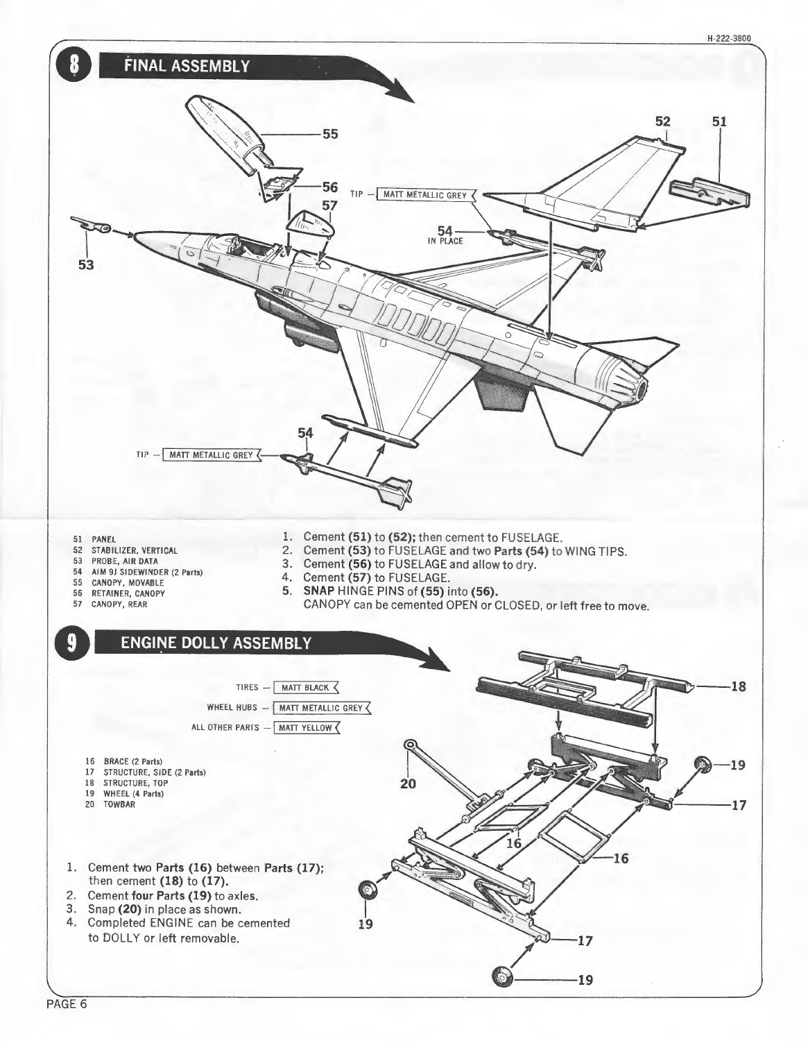## 8 FINAL ASSEMBLY

TIP — MATT METALLIC GREY

54 — IN PLACE

TIP — MATT METALLIC GREY

51 PANEL
52 STABILIZER, VERTICAL
53 PROBE, AIR DATA
54 AIM 9J SIDEWINDER (2 Parts)
55 CANOPY, MOVABLE
56 RETAINER, CANOPY
57 CANOPY, REAR

1. Cement **(51)** to **(52)**; then cement to FUSELAGE.
2. Cement **(53)** to FUSELAGE and two **Parts (54)** to WING TIPS.
3. Cement **(56)** to FUSELAGE and allow to dry.
4. Cement **(57)** to FUSELAGE.
5. **SNAP** HINGE PINS of **(55)** into **(56)**.
   CANOPY can be cemented OPEN or CLOSED, or left free to move.

## 9 ENGINE DOLLY ASSEMBLY

TIRES — MATT BLACK

WHEEL HUBS — MATT METALLIC GREY

ALL OTHER PARTS — MATT YELLOW

16 BRACE (2 Parts)
17 STRUCTURE, SIDE (2 Parts)
18 STRUCTURE, TOP
19 WHEEL (4 Parts)
20 TOWBAR

1. Cement two **Parts (16)** between **Parts (17)**; then cement **(18)** to **(17)**.
2. Cement **four Parts (19)** to axles.
3. Snap **(20)** in place as shown.
4. Completed ENGINE can be cemented to DOLLY or left removable.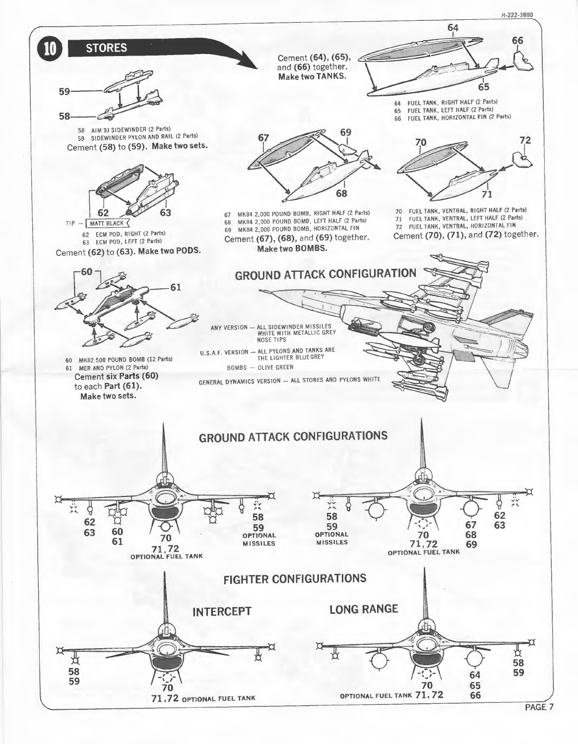## 10 STORES

58 AIM 9J SIDEWINDER (2 Parts)
59 SIDEWINDER PYLON AND RAIL (2 Parts)

Cement (58) to (59). **Make two sets.**

Cement (64), (65), and (66) together. **Make two TANKS.**

64 FUEL TANK, RIGHT HALF (2 Parts)
65 FUEL TANK, LEFT HALF (2 Parts)
66 FUEL TANK, HORIZONTAL FIN (2 Parts)

TIP — MATT BLACK

62 ECM POD, RIGHT (2 Parts)
63 ECM POD, LEFT (2 Parts)

Cement (62) to (63). **Make two PODS.**

67 MK84 2,000 POUND BOMB, RIGHT HALF (2 Parts)
68 MK84 2,000 POUND BOMB, LEFT HALF (2 Parts)
69 MK84 2,000 POUND BOMB, HORIZONTAL FIN

Cement (67), (68), and (69) together. **Make two BOMBS.**

70 FUEL TANK, VENTRAL, RIGHT HALF (2 Parts)
71 FUEL TANK, VENTRAL, LEFT HALF (2 Parts)
72 FUEL TANK, VENTRAL, HORIZONTAL FIN

Cement (70), (71), and (72) together.

60 MK82 500 POUND BOMB (12 Parts)
61 MER AND PYLON (2 Parts)

**Cement six Parts (60) to each Part (61). Make two sets.**

### GROUND ATTACK CONFIGURATION

ANY VERSION — ALL SIDEWINDER MISSILES WHITE WITH METALLIC GREY NOSE TIPS

U.S.A.F. VERSION — ALL PYLONS AND TANKS ARE THE LIGHTER BLUE GREY

BOMBS — OLIVE GREEN

GENERAL DYNAMICS VERSION — ALL STORES AND PYLONS WHITE

### GROUND ATTACK CONFIGURATIONS

62, 63 — 60, 61 — 70, 71, 72 OPTIONAL FUEL TANK — 58, 59 OPTIONAL MISSILES

58, 59 OPTIONAL MISSILES — 70, 71, 72 OPTIONAL FUEL TANK — 67, 68, 69 — 62, 63

### FIGHTER CONFIGURATIONS

#### INTERCEPT

58, 59 — 70, 71, 72 OPTIONAL FUEL TANK

#### LONG RANGE

70 OPTIONAL FUEL TANK 71, 72 — 64, 65, 66 — 58, 59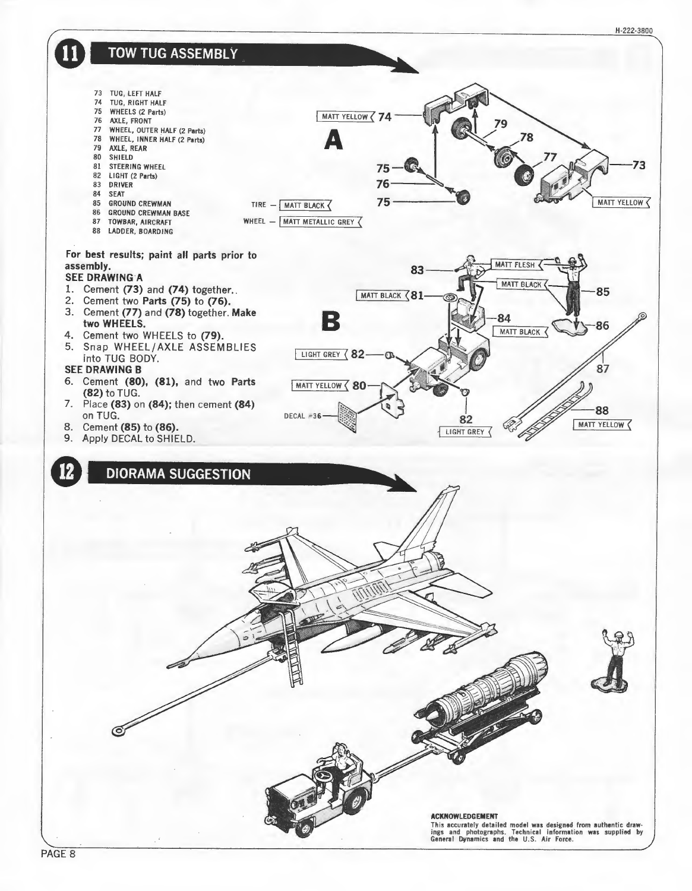## 11 TOW TUG ASSEMBLY

73 TUG, LEFT HALF
74 TUG, RIGHT HALF
75 WHEELS (2 Parts)
76 AXLE, FRONT
77 WHEEL, OUTER HALF (2 Parts)
78 WHEEL, INNER HALF (2 Parts)
79 AXLE, REAR
80 SHIELD
81 STEERING WHEEL
82 LIGHT (2 Parts)
83 DRIVER
84 SEAT
85 GROUND CREWMAN
86 GROUND CREWMAN BASE
87 TOWBAR, AIRCRAFT
88 LADDER, BOARDING

TIRE — MATT BLACK
WHEEL — MATT METALLIC GREY

**For best results; paint all parts prior to assembly.**

**SEE DRAWING A**

1. Cement **(73)** and **(74)** together.
2. Cement two **Parts (75)** to **(76).**
3. Cement **(77)** and **(78)** together. **Make two WHEELS.**
4. Cement two WHEELS to **(79).**
5. Snap WHEEL/AXLE ASSEMBLIES into TUG BODY.

**SEE DRAWING B**

6. Cement **(80), (81),** and two **Parts (82)** to TUG.
7. Place **(83)** on **(84)**; then cement **(84)** on TUG.
8. Cement **(85)** to **(86).**
9. Apply DECAL to SHIELD.

A

MATT YELLOW 74
79
78
77
73
MATT YELLOW
75
76
75

B

83
MATT FLESH
MATT BLACK
85
MATT BLACK 81
84
MATT BLACK
86
LIGHT GREY 82
87
MATT YELLOW 80
DECAL #36
82
LIGHT GREY
88
MATT YELLOW

## 12 DIORAMA SUGGESTION

**ACKNOWLEDGEMENT**

This accurately detailed model was designed from authentic drawings and photographs. Technical information was supplied by General Dynamics and the U.S. Air Force.